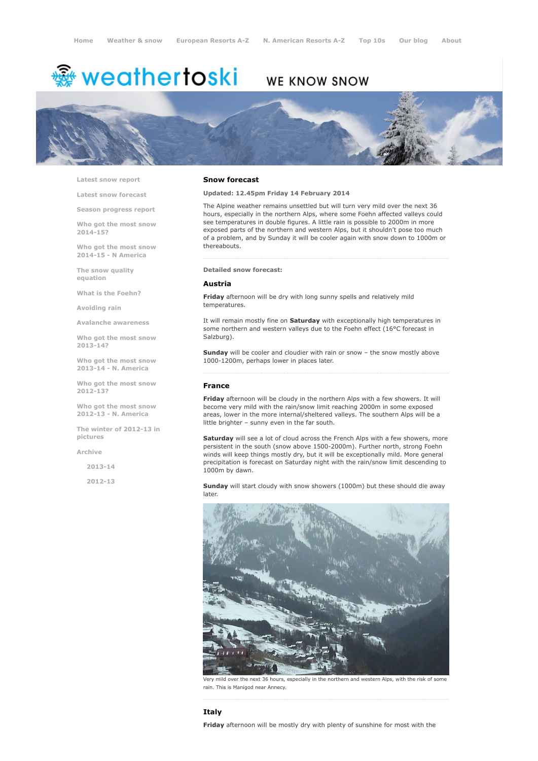Home | Weather & snow | European Resorts A-Z | N. American Resorts A-Z | Top 10s | Our blog | About

weathertoski WE KNOW SNOW

- Latest snow report
- Latest snow forecast
- Season progress report
- Who got the most snow 2014-15?
- Who got the most snow 2014-15 - N America
- The snow quality equation
- What is the Foehn?
- Avoiding rain
- Avalanche awareness
- Who got the most snow 2013-14?
- Who got the most snow 2013-14 - N. America
- Who got the most snow 2012-13?
- Who got the most snow 2012-13 - N. America
- The winter of 2012-13 in pictures
- Archive
  - 2013-14
  - 2012-13

## Snow forecast

**Updated: 12.45pm Friday 14 February 2014**

The Alpine weather remains unsettled but will turn very mild over the next 36 hours, especially in the northern Alps, where some Foehn affected valleys could see temperatures in double figures. A little rain is possible to 2000m in more exposed parts of the northern and western Alps, but it shouldn't pose too much of a problem, and by Sunday it will be cooler again with snow down to 1000m or thereabouts.

**Detailed snow forecast:**

### Austria

**Friday** afternoon will be dry with long sunny spells and relatively mild temperatures.

It will remain mostly fine on **Saturday** with exceptionally high temperatures in some northern and western valleys due to the Foehn effect (16°C forecast in Salzburg).

**Sunday** will be cooler and cloudier with rain or snow – the snow mostly above 1000-1200m, perhaps lower in places later.

### France

**Friday** afternoon will be cloudy in the northern Alps with a few showers. It will become very mild with the rain/snow limit reaching 2000m in some exposed areas, lower in the more internal/sheltered valleys. The southern Alps will be a little brighter – sunny even in the far south.

**Saturday** will see a lot of cloud across the French Alps with a few showers, more persistent in the south (snow above 1500-2000m). Further north, strong Foehn winds will keep things mostly dry, but it will be exceptionally mild. More general precipitation is forecast on Saturday night with the rain/snow limit descending to 1000m by dawn.

**Sunday** will start cloudy with snow showers (1000m) but these should die away later.

Very mild over the next 36 hours, especially in the northern and western Alps, with the risk of some rain. This is Manigod near Annecy.

### Italy

**Friday** afternoon will be mostly dry with plenty of sunshine for most with the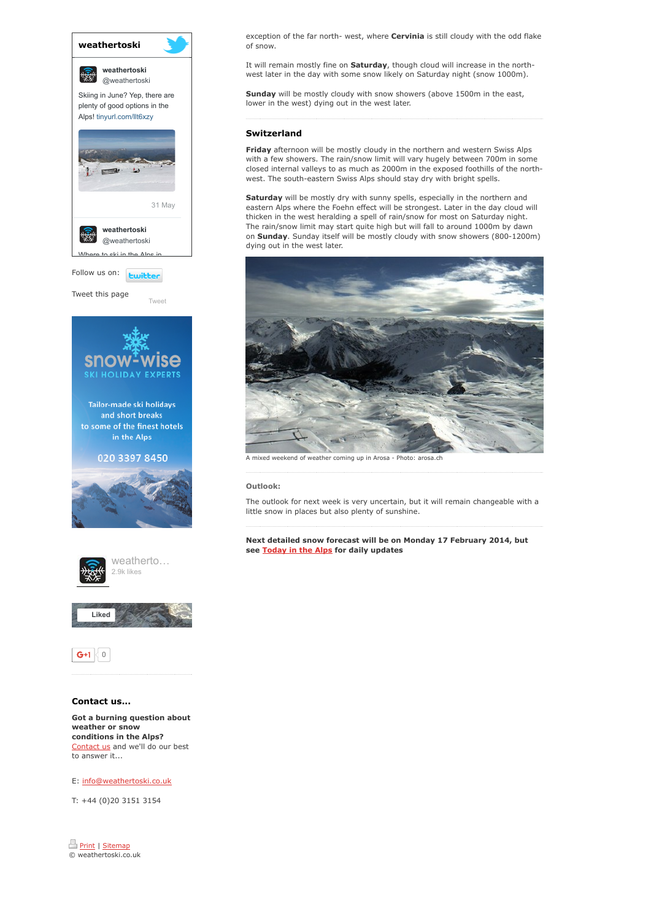exception of the far north- west, where **Cervinia** is still cloudy with the odd flake of snow.

It will remain mostly fine on **Saturday**, though cloud will increase in the north-west later in the day with some snow likely on Saturday night (snow 1000m).

**Sunday** will be mostly cloudy with snow showers (above 1500m in the east, lower in the west) dying out in the west later.

### Switzerland

**Friday** afternoon will be mostly cloudy in the northern and western Swiss Alps with a few showers. The rain/snow limit will vary hugely between 700m in some closed internal valleys to as much as 2000m in the exposed foothills of the north-west. The south-eastern Swiss Alps should stay dry with bright spells.

**Saturday** will be mostly dry with sunny spells, especially in the northern and eastern Alps where the Foehn effect will be strongest. Later in the day cloud will thicken in the west heralding a spell of rain/snow for most on Saturday night. The rain/snow limit may start quite high but will fall to around 1000m by dawn on **Sunday**. Sunday itself will be mostly cloudy with snow showers (800-1200m) dying out in the west later.

A mixed weekend of weather coming up in Arosa - Photo: arosa.ch

**Outlook:**

The outlook for next week is very uncertain, but it will remain changeable with a little snow in places but also plenty of sunshine.

**Next detailed snow forecast will be on Monday 17 February 2014, but see Today in the Alps for daily updates**

**weathertoski**

weathertoski @weathertoski

Skiing in June? Yep, there are plenty of good options in the Alps! tinyurl.com/llt6xzy

31 May

weathertoski @weathertoski

Where to ski in the Alps in

Follow us on: twitter

Tweet this page

Tweet

snow-wise SKI HOLIDAY EXPERTS

Tailor-made ski holidays and short breaks to some of the finest hotels in the Alps

020 3397 8450

weatherto... 2.9k likes

Liked

G+1 0

### Contact us...

**Got a burning question about weather or snow conditions in the Alps?** Contact us and we'll do our best to answer it...

E: info@weathertoski.co.uk

T: +44 (0)20 3151 3154

Print | Sitemap
© weathertoski.co.uk